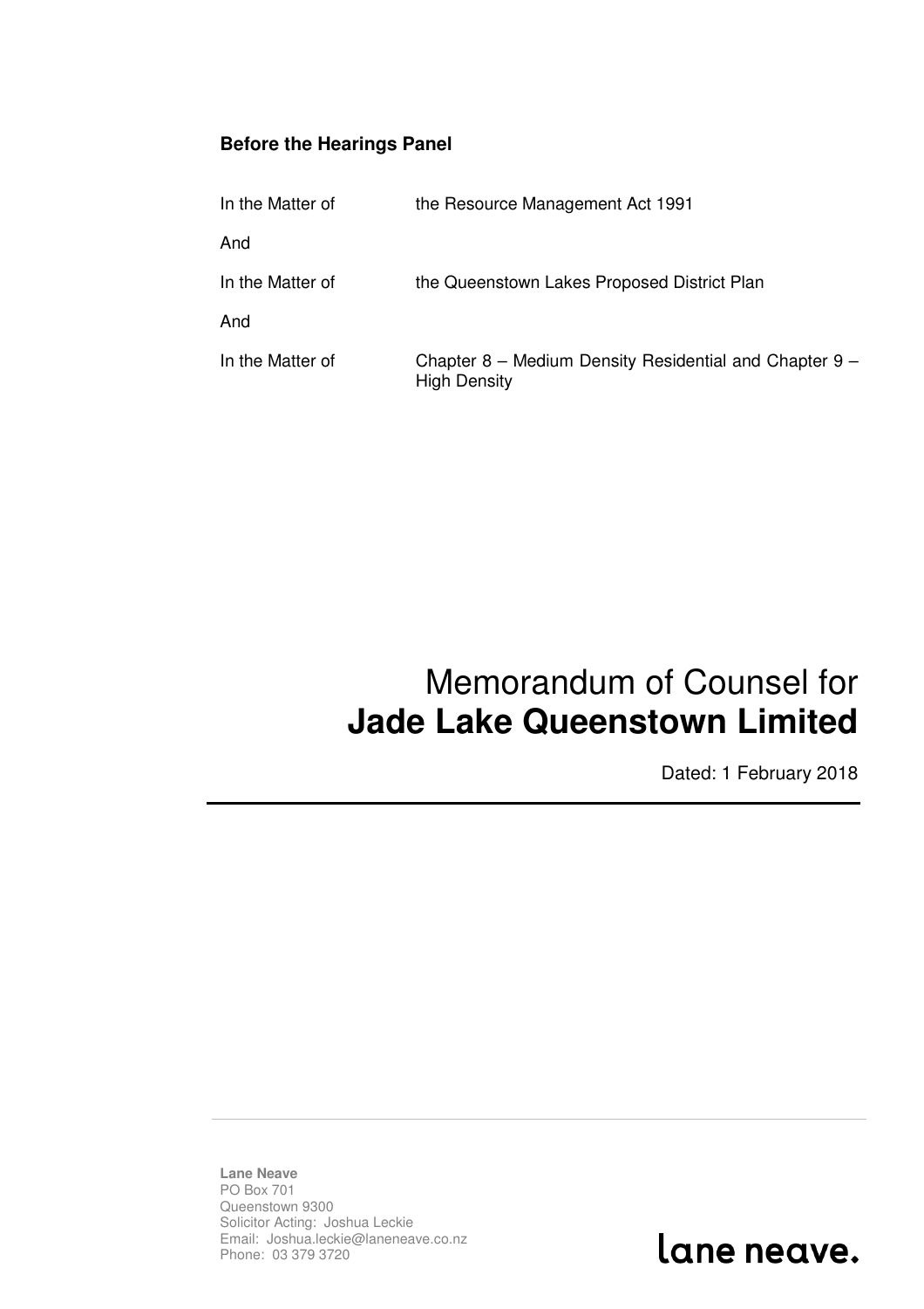**Before the Hearings Panel**

| | |
|---|---|
| In the Matter of | the Resource Management Act 1991 |
| And | |
| In the Matter of | the Queenstown Lakes Proposed District Plan |
| And | |
| In the Matter of | Chapter 8 – Medium Density Residential and Chapter 9 – High Density |

# Memorandum of Counsel for **Jade Lake Queenstown Limited**

Dated: 1 February 2018

---

**Lane Neave**
PO Box 701
Queenstown 9300
Solicitor Acting: Joshua Leckie
Email: Joshua.leckie@laneneave.co.nz
Phone: 03 379 3720

lane neave.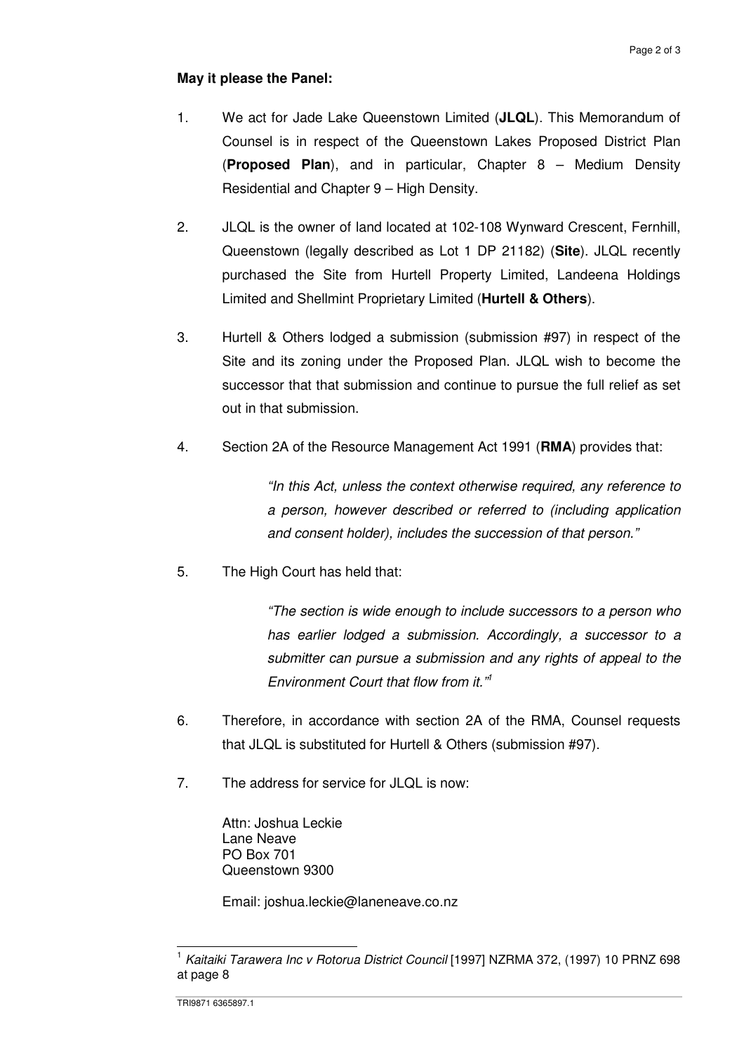**May it please the Panel:**

1. We act for Jade Lake Queenstown Limited (**JLQL**). This Memorandum of Counsel is in respect of the Queenstown Lakes Proposed District Plan (**Proposed Plan**), and in particular, Chapter 8 – Medium Density Residential and Chapter 9 – High Density.

2. JLQL is the owner of land located at 102-108 Wynward Crescent, Fernhill, Queenstown (legally described as Lot 1 DP 21182) (**Site**). JLQL recently purchased the Site from Hurtell Property Limited, Landeena Holdings Limited and Shellmint Proprietary Limited (**Hurtell & Others**).

3. Hurtell & Others lodged a submission (submission #97) in respect of the Site and its zoning under the Proposed Plan. JLQL wish to become the successor that that submission and continue to pursue the full relief as set out in that submission.

4. Section 2A of the Resource Management Act 1991 (**RMA**) provides that:

   > *"In this Act, unless the context otherwise required, any reference to a person, however described or referred to (including application and consent holder), includes the succession of that person."*

5. The High Court has held that:

   > *"The section is wide enough to include successors to a person who has earlier lodged a submission. Accordingly, a successor to a submitter can pursue a submission and any rights of appeal to the Environment Court that flow from it."*[1]

6. Therefore, in accordance with section 2A of the RMA, Counsel requests that JLQL is substituted for Hurtell & Others (submission #97).

7. The address for service for JLQL is now:

   Attn: Joshua Leckie
   Lane Neave
   PO Box 701
   Queenstown 9300

   Email: joshua.leckie@laneneave.co.nz

---

[1] *Kaitaiki Tarawera Inc v Rotorua District Council* [1997] NZRMA 372, (1997) 10 PRNZ 698 at page 8

TRI9871 6365897.1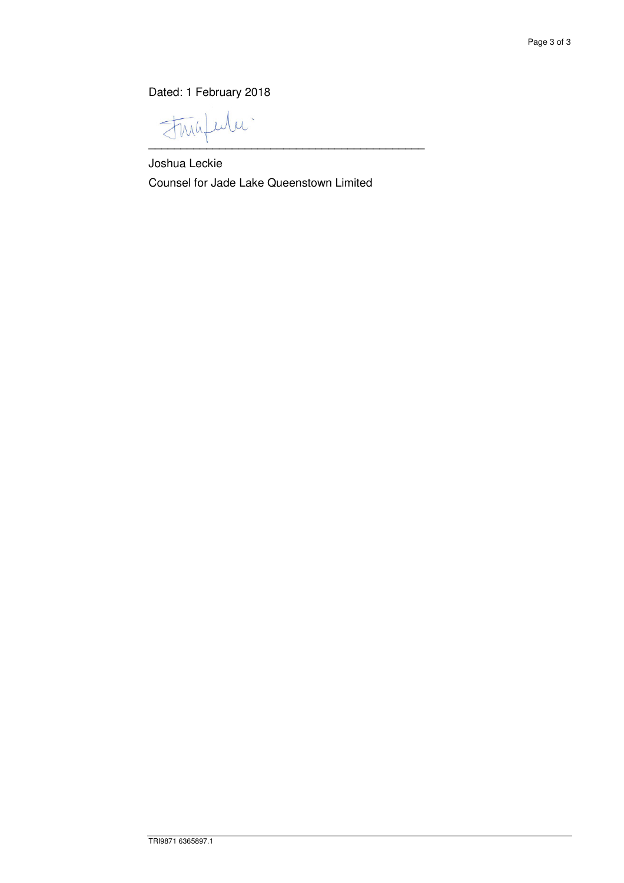Dated: 1 February 2018

\_\_\_\_\_\_\_\_\_\_\_\_\_\_\_\_\_\_\_\_\_\_\_\_\_\_\_\_\_\_\_\_\_\_\_\_\_\_\_\_\_\_\_\_

Joshua Leckie

Counsel for Jade Lake Queenstown Limited

TRI9871 6365897.1